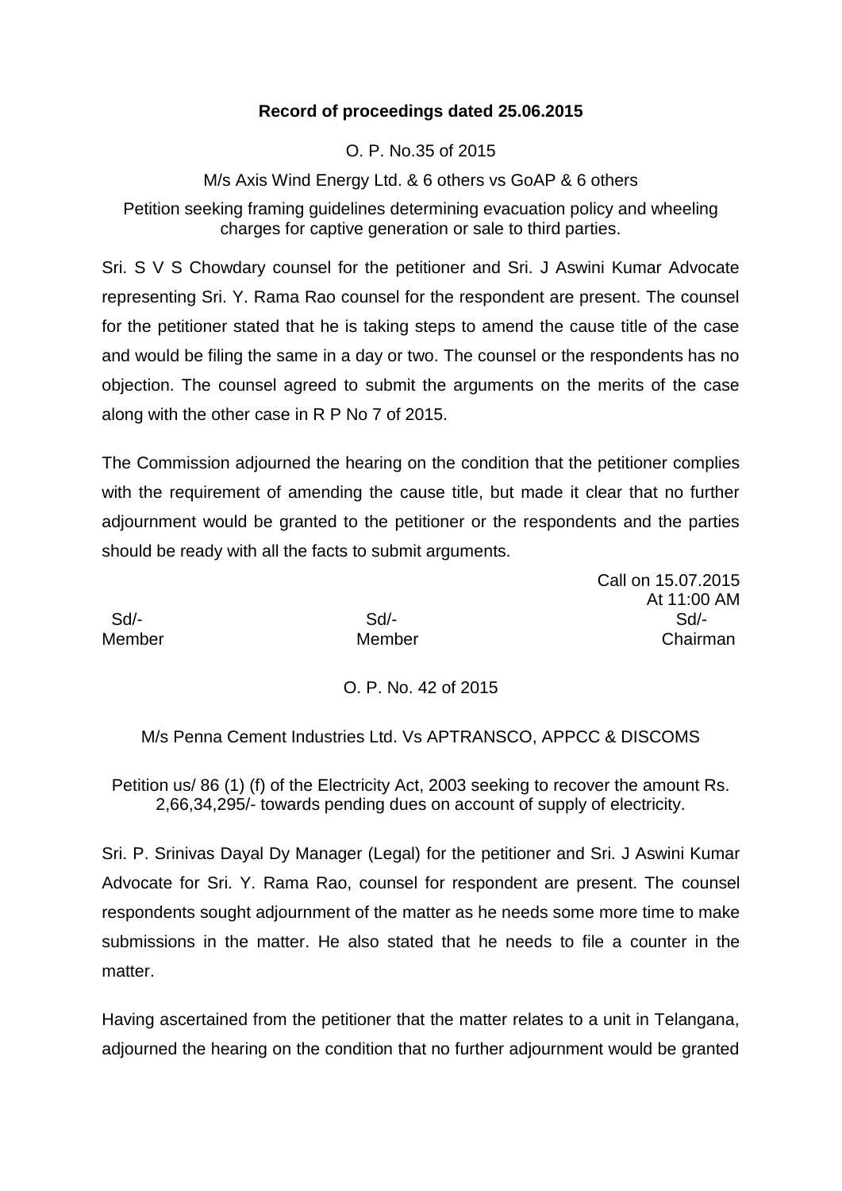**Record of proceedings dated 25.06.2015**

O. P. No.35 of 2015

M/s Axis Wind Energy Ltd. & 6 others vs GoAP & 6 others

Petition seeking framing guidelines determining evacuation policy and wheeling charges for captive generation or sale to third parties.

Sri. S V S Chowdary counsel for the petitioner and Sri. J Aswini Kumar Advocate representing Sri. Y. Rama Rao counsel for the respondent are present. The counsel for the petitioner stated that he is taking steps to amend the cause title of the case and would be filing the same in a day or two. The counsel or the respondents has no objection. The counsel agreed to submit the arguments on the merits of the case along with the other case in R P No 7 of 2015.

The Commission adjourned the hearing on the condition that the petitioner complies with the requirement of amending the cause title, but made it clear that no further adjournment would be granted to the petitioner or the respondents and the parties should be ready with all the facts to submit arguments.

Call on 15.07.2015
At 11:00 AM

| Sd/- | Sd/- | Sd/- |
|---|---|---|
| Member | Member | Chairman |

O. P. No. 42 of 2015

M/s Penna Cement Industries Ltd. Vs APTRANSCO, APPCC & DISCOMS

Petition us/ 86 (1) (f) of the Electricity Act, 2003 seeking to recover the amount Rs. 2,66,34,295/- towards pending dues on account of supply of electricity.

Sri. P. Srinivas Dayal Dy Manager (Legal) for the petitioner and Sri. J Aswini Kumar Advocate for Sri. Y. Rama Rao, counsel for respondent are present. The counsel respondents sought adjournment of the matter as he needs some more time to make submissions in the matter. He also stated that he needs to file a counter in the matter.

Having ascertained from the petitioner that the matter relates to a unit in Telangana, adjourned the hearing on the condition that no further adjournment would be granted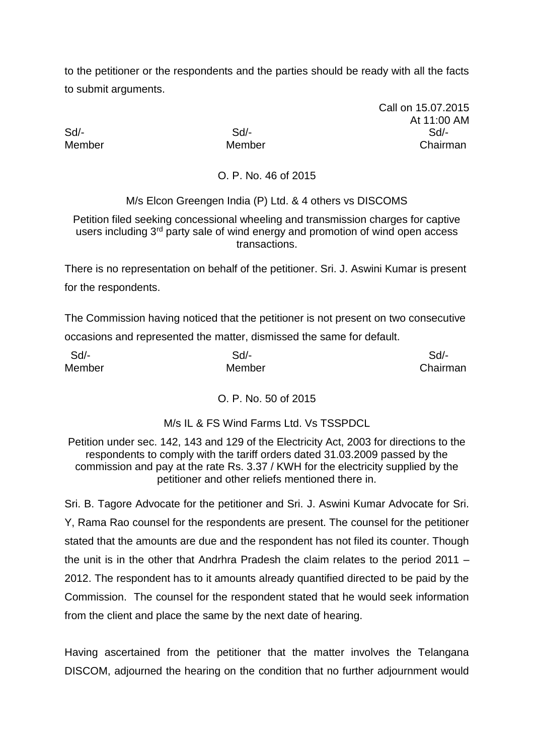to the petitioner or the respondents and the parties should be ready with all the facts to submit arguments.

Call on 15.07.2015
At 11:00 AM

| Sd/- | Sd/- | Sd/- |
|---|---|---|
| Member | Member | Chairman |

O. P. No. 46 of 2015

M/s Elcon Greengen India (P) Ltd. & 4 others vs DISCOMS

Petition filed seeking concessional wheeling and transmission charges for captive users including 3rd party sale of wind energy and promotion of wind open access transactions.

There is no representation on behalf of the petitioner. Sri. J. Aswini Kumar is present for the respondents.

The Commission having noticed that the petitioner is not present on two consecutive occasions and represented the matter, dismissed the same for default.

| Sd/- | Sd/- | Sd/- |
|---|---|---|
| Member | Member | Chairman |

O. P. No. 50 of 2015

M/s IL & FS Wind Farms Ltd. Vs TSSPDCL

Petition under sec. 142, 143 and 129 of the Electricity Act, 2003 for directions to the respondents to comply with the tariff orders dated 31.03.2009 passed by the commission and pay at the rate Rs. 3.37 / KWH for the electricity supplied by the petitioner and other reliefs mentioned there in.

Sri. B. Tagore Advocate for the petitioner and Sri. J. Aswini Kumar Advocate for Sri. Y, Rama Rao counsel for the respondents are present. The counsel for the petitioner stated that the amounts are due and the respondent has not filed its counter. Though the unit is in the other that Andrhra Pradesh the claim relates to the period 2011 – 2012. The respondent has to it amounts already quantified directed to be paid by the Commission. The counsel for the respondent stated that he would seek information from the client and place the same by the next date of hearing.

Having ascertained from the petitioner that the matter involves the Telangana DISCOM, adjourned the hearing on the condition that no further adjournment would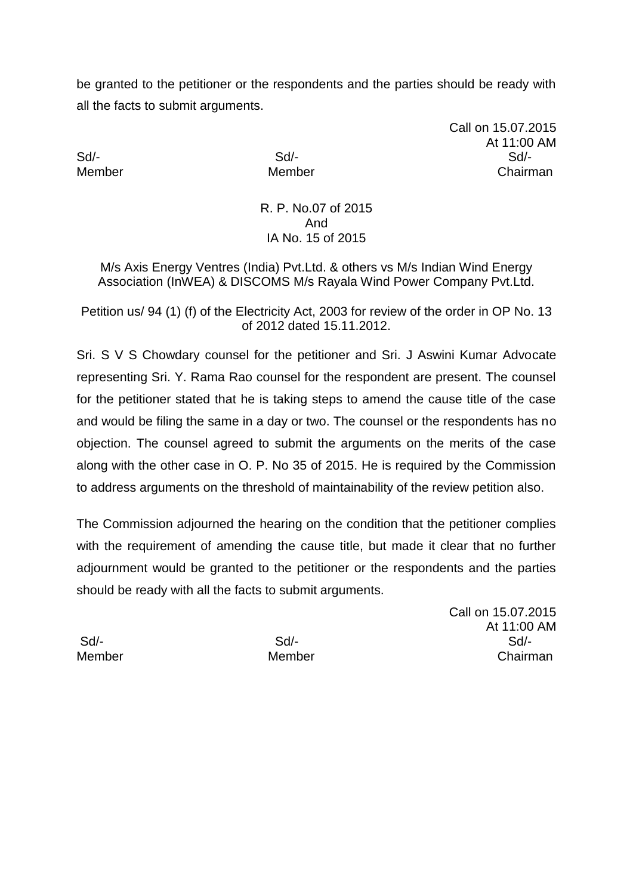be granted to the petitioner or the respondents and the parties should be ready with all the facts to submit arguments.

Call on 15.07.2015
At 11:00 AM

| | | |
|---|---|---|
| Sd/- | Sd/- | Sd/- |
| Member | Member | Chairman |

R. P. No.07 of 2015
And
IA No. 15 of 2015

M/s Axis Energy Ventres (India) Pvt.Ltd. & others vs M/s Indian Wind Energy Association (InWEA) & DISCOMS M/s Rayala Wind Power Company Pvt.Ltd.

Petition us/ 94 (1) (f) of the Electricity Act, 2003 for review of the order in OP No. 13 of 2012 dated 15.11.2012.

Sri. S V S Chowdary counsel for the petitioner and Sri. J Aswini Kumar Advocate representing Sri. Y. Rama Rao counsel for the respondent are present. The counsel for the petitioner stated that he is taking steps to amend the cause title of the case and would be filing the same in a day or two. The counsel or the respondents has no objection. The counsel agreed to submit the arguments on the merits of the case along with the other case in O. P. No 35 of 2015. He is required by the Commission to address arguments on the threshold of maintainability of the review petition also.

The Commission adjourned the hearing on the condition that the petitioner complies with the requirement of amending the cause title, but made it clear that no further adjournment would be granted to the petitioner or the respondents and the parties should be ready with all the facts to submit arguments.

Call on 15.07.2015
At 11:00 AM

| | | |
|---|---|---|
| Sd/- | Sd/- | Sd/- |
| Member | Member | Chairman |